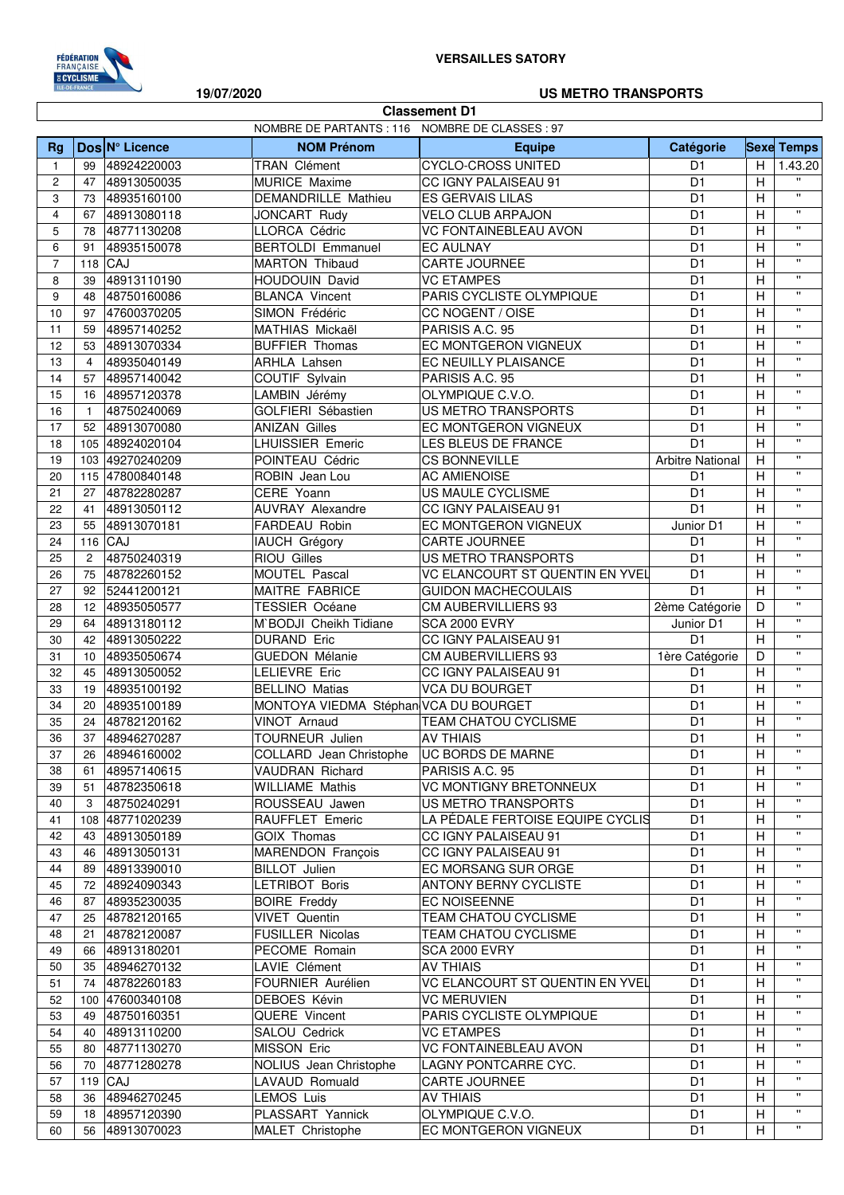VERSAILLES SATORY

19/07/2020

US METRO TRANSPORTS

## Classement D1

NOMBRE DE PARTANTS : 116 NOMBRE DE CLASSES : 97

| Rg | Dos | N° Licence | NOM Prénom | Equipe | Catégorie | Sexe | Temps |
|---|---|---|---|---|---|---|---|
| 1 | 99 | 48924220003 | TRAN Clément | CYCLO-CROSS UNITED | D1 | H | 1.43.20 |
| 2 | 47 | 48913050035 | MURICE Maxime | CC IGNY PALAISEAU 91 | D1 | H | " |
| 3 | 73 | 48935160100 | DEMANDRILLE Mathieu | ES GERVAIS LILAS | D1 | H | " |
| 4 | 67 | 48913080118 | JONCART Rudy | VELO CLUB ARPAJON | D1 | H | " |
| 5 | 78 | 48771130208 | LLORCA Cédric | VC FONTAINEBLEAU AVON | D1 | H | " |
| 6 | 91 | 48935150078 | BERTOLDI Emmanuel | EC AULNAY | D1 | H | " |
| 7 | 118 | CAJ | MARTON Thibaud | CARTE JOURNEE | D1 | H | " |
| 8 | 39 | 48913110190 | HOUDOUIN David | VC ETAMPES | D1 | H | " |
| 9 | 48 | 48750160086 | BLANCA Vincent | PARIS CYCLISTE OLYMPIQUE | D1 | H | " |
| 10 | 97 | 47600370205 | SIMON Frédéric | CC NOGENT / OISE | D1 | H | " |
| 11 | 59 | 48957140252 | MATHIAS Mickaël | PARISIS A.C. 95 | D1 | H | " |
| 12 | 53 | 48913070334 | BUFFIER Thomas | EC MONTGERON VIGNEUX | D1 | H | " |
| 13 | 4 | 48935040149 | ARHLA Lahsen | EC NEUILLY PLAISANCE | D1 | H | " |
| 14 | 57 | 48957140042 | COUTIF Sylvain | PARISIS A.C. 95 | D1 | H | " |
| 15 | 16 | 48957120378 | LAMBIN Jérémy | OLYMPIQUE C.V.O. | D1 | H | " |
| 16 | 1 | 48750240069 | GOLFIERI Sébastien | US METRO TRANSPORTS | D1 | H | " |
| 17 | 52 | 48913070080 | ANIZAN Gilles | EC MONTGERON VIGNEUX | D1 | H | " |
| 18 | 105 | 48924020104 | LHUISSIER Emeric | LES BLEUS DE FRANCE | D1 | H | " |
| 19 | 103 | 49270240209 | POINTEAU Cédric | CS BONNEVILLE | Arbitre National | H | " |
| 20 | 115 | 47800840148 | ROBIN Jean Lou | AC AMIENOISE | D1 | H | " |
| 21 | 27 | 48782280287 | CERE Yoann | US MAULE CYCLISME | D1 | H | " |
| 22 | 41 | 48913050112 | AUVRAY Alexandre | CC IGNY PALAISEAU 91 | D1 | H | " |
| 23 | 55 | 48913070181 | FARDEAU Robin | EC MONTGERON VIGNEUX | Junior D1 | H | " |
| 24 | 116 | CAJ | IAUCH Grégory | CARTE JOURNEE | D1 | H | " |
| 25 | 2 | 48750240319 | RIOU Gilles | US METRO TRANSPORTS | D1 | H | " |
| 26 | 75 | 48782260152 | MOUTEL Pascal | VC ELANCOURT ST QUENTIN EN YVEL | D1 | H | " |
| 27 | 92 | 52441200121 | MAITRE FABRICE | GUIDON MACHECOULAIS | D1 | H | " |
| 28 | 12 | 48935050577 | TESSIER Océane | CM AUBERVILLIERS 93 | 2ème Catégorie | D | " |
| 29 | 64 | 48913180112 | M`BODJI Cheikh Tidiane | SCA 2000 EVRY | Junior D1 | H | " |
| 30 | 42 | 48913050222 | DURAND Eric | CC IGNY PALAISEAU 91 | D1 | H | " |
| 31 | 10 | 48935050674 | GUEDON Mélanie | CM AUBERVILLIERS 93 | 1ère Catégorie | D | " |
| 32 | 45 | 48913050052 | LELIEVRE Eric | CC IGNY PALAISEAU 91 | D1 | H | " |
| 33 | 19 | 48935100192 | BELLINO Matias | VCA DU BOURGET | D1 | H | " |
| 34 | 20 | 48935100189 | MONTOYA VIEDMA Stéphan | VCA DU BOURGET | D1 | H | " |
| 35 | 24 | 48782120162 | VINOT Arnaud | TEAM CHATOU CYCLISME | D1 | H | " |
| 36 | 37 | 48946270287 | TOURNEUR Julien | AV THIAIS | D1 | H | " |
| 37 | 26 | 48946160002 | COLLARD Jean Christophe | UC BORDS DE MARNE | D1 | H | " |
| 38 | 61 | 48957140615 | VAUDRAN Richard | PARISIS A.C. 95 | D1 | H | " |
| 39 | 51 | 48782350618 | WILLIAME Mathis | VC MONTIGNY BRETONNEUX | D1 | H | " |
| 40 | 3 | 48750240291 | ROUSSEAU Jawen | US METRO TRANSPORTS | D1 | H | " |
| 41 | 108 | 48771020239 | RAUFFLET Emeric | LA PÉDALE FERTOISE EQUIPE CYCLIS | D1 | H | " |
| 42 | 43 | 48913050189 | GOIX Thomas | CC IGNY PALAISEAU 91 | D1 | H | " |
| 43 | 46 | 48913050131 | MARENDON François | CC IGNY PALAISEAU 91 | D1 | H | " |
| 44 | 89 | 48913390010 | BILLOT Julien | EC MORSANG SUR ORGE | D1 | H | " |
| 45 | 72 | 48924090343 | LETRIBOT Boris | ANTONY BERNY CYCLISTE | D1 | H | " |
| 46 | 87 | 48935230035 | BOIRE Freddy | EC NOISEENNE | D1 | H | " |
| 47 | 25 | 48782120165 | VIVET Quentin | TEAM CHATOU CYCLISME | D1 | H | " |
| 48 | 21 | 48782120087 | FUSILLER Nicolas | TEAM CHATOU CYCLISME | D1 | H | " |
| 49 | 66 | 48913180201 | PECOME Romain | SCA 2000 EVRY | D1 | H | " |
| 50 | 35 | 48946270132 | LAVIE Clément | AV THIAIS | D1 | H | " |
| 51 | 74 | 48782260183 | FOURNIER Aurélien | VC ELANCOURT ST QUENTIN EN YVEL | D1 | H | " |
| 52 | 100 | 47600340108 | DEBOES Kévin | VC MERUVIEN | D1 | H | " |
| 53 | 49 | 48750160351 | QUERE Vincent | PARIS CYCLISTE OLYMPIQUE | D1 | H | " |
| 54 | 40 | 48913110200 | SALOU Cedrick | VC ETAMPES | D1 | H | " |
| 55 | 80 | 48771130270 | MISSON Eric | VC FONTAINEBLEAU AVON | D1 | H | " |
| 56 | 70 | 48771280278 | NOLIUS Jean Christophe | LAGNY PONTCARRE CYC. | D1 | H | " |
| 57 | 119 | CAJ | LAVAUD Romuald | CARTE JOURNEE | D1 | H | " |
| 58 | 36 | 48946270245 | LEMOS Luis | AV THIAIS | D1 | H | " |
| 59 | 18 | 48957120390 | PLASSART Yannick | OLYMPIQUE C.V.O. | D1 | H | " |
| 60 | 56 | 48913070023 | MALET Christophe | EC MONTGERON VIGNEUX | D1 | H | " |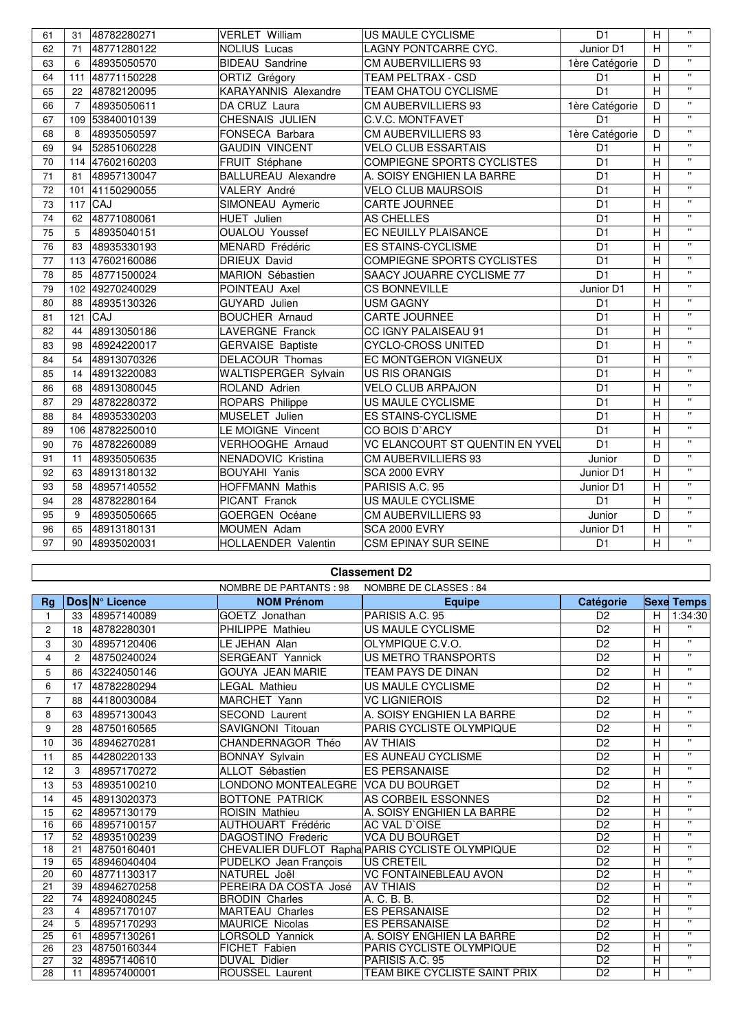| 61 | 31 | 48782280271 | VERLET William | US MAULE CYCLISME | D1 | H | " |
|---|---|---|---|---|---|---|---|
| 62 | 71 | 48771280122 | NOLIUS Lucas | LAGNY PONTCARRE CYC. | Junior D1 | H | " |
| 63 | 6 | 48935050570 | BIDEAU Sandrine | CM AUBERVILLIERS 93 | 1ère Catégorie | D | " |
| 64 | 111 | 48771150228 | ORTIZ Grégory | TEAM PELTRAX - CSD | D1 | H | " |
| 65 | 22 | 48782120095 | KARAYANNIS Alexandre | TEAM CHATOU CYCLISME | D1 | H | " |
| 66 | 7 | 48935050611 | DA CRUZ Laura | CM AUBERVILLIERS 93 | 1ère Catégorie | D | " |
| 67 | 109 | 53840010139 | CHESNAIS JULIEN | C.V.C. MONTFAVET | D1 | H | " |
| 68 | 8 | 48935050597 | FONSECA Barbara | CM AUBERVILLIERS 93 | 1ère Catégorie | D | " |
| 69 | 94 | 52851060228 | GAUDIN VINCENT | VELO CLUB ESSARTAIS | D1 | H | " |
| 70 | 114 | 47602160203 | FRUIT Stéphane | COMPIEGNE SPORTS CYCLISTES | D1 | H | " |
| 71 | 81 | 48957130047 | BALLUREAU Alexandre | A. SOISY ENGHIEN LA BARRE | D1 | H | " |
| 72 | 101 | 41150290055 | VALERY André | VELO CLUB MAURSOIS | D1 | H | " |
| 73 | 117 | CAJ | SIMONEAU Aymeric | CARTE JOURNEE | D1 | H | " |
| 74 | 62 | 48771080061 | HUET Julien | AS CHELLES | D1 | H | " |
| 75 | 5 | 48935040151 | OUALOU Youssef | EC NEUILLY PLAISANCE | D1 | H | " |
| 76 | 83 | 48935330193 | MENARD Frédéric | ES STAINS-CYCLISME | D1 | H | " |
| 77 | 113 | 47602160086 | DRIEUX David | COMPIEGNE SPORTS CYCLISTES | D1 | H | " |
| 78 | 85 | 48771500024 | MARION Sébastien | SAACY JOUARRE CYCLISME 77 | D1 | H | " |
| 79 | 102 | 49270240029 | POINTEAU Axel | CS BONNEVILLE | Junior D1 | H | " |
| 80 | 88 | 48935130326 | GUYARD Julien | USM GAGNY | D1 | H | " |
| 81 | 121 | CAJ | BOUCHER Arnaud | CARTE JOURNEE | D1 | H | " |
| 82 | 44 | 48913050186 | LAVERGNE Franck | CC IGNY PALAISEAU 91 | D1 | H | " |
| 83 | 98 | 48924220017 | GERVAISE Baptiste | CYCLO-CROSS UNITED | D1 | H | " |
| 84 | 54 | 48913070326 | DELACOUR Thomas | EC MONTGERON VIGNEUX | D1 | H | " |
| 85 | 14 | 48913220083 | WALTISPERGER Sylvain | US RIS ORANGIS | D1 | H | " |
| 86 | 68 | 48913080045 | ROLAND Adrien | VELO CLUB ARPAJON | D1 | H | " |
| 87 | 29 | 48782280372 | ROPARS Philippe | US MAULE CYCLISME | D1 | H | " |
| 88 | 84 | 48935330203 | MUSELET Julien | ES STAINS-CYCLISME | D1 | H | " |
| 89 | 106 | 48782250010 | LE MOIGNE Vincent | CO BOIS D`ARCY | D1 | H | " |
| 90 | 76 | 48782260089 | VERHOOGHE Arnaud | VC ELANCOURT ST QUENTIN EN YVEL | D1 | H | " |
| 91 | 11 | 48935050635 | NENADOVIC Kristina | CM AUBERVILLIERS 93 | Junior | D | " |
| 92 | 63 | 48913180132 | BOUYAHI Yanis | SCA 2000 EVRY | Junior D1 | H | " |
| 93 | 58 | 48957140552 | HOFFMANN Mathis | PARISIS A.C. 95 | Junior D1 | H | " |
| 94 | 28 | 48782280164 | PICANT Franck | US MAULE CYCLISME | D1 | H | " |
| 95 | 9 | 48935050665 | GOERGEN Océane | CM AUBERVILLIERS 93 | Junior | D | " |
| 96 | 65 | 48913180131 | MOUMEN Adam | SCA 2000 EVRY | Junior D1 | H | " |
| 97 | 90 | 48935020031 | HOLLAENDER Valentin | CSM EPINAY SUR SEINE | D1 | H | " |

## Classement D2

NOMBRE DE PARTANTS : 98 NOMBRE DE CLASSES : 84

| Rg | Dos | N° Licence | NOM Prénom | Equipe | Catégorie | Sexe | Temps |
|---|---|---|---|---|---|---|---|
| 1 | 33 | 48957140089 | GOETZ Jonathan | PARISIS A.C. 95 | D2 | H | 1:34:30 |
| 2 | 18 | 48782280301 | PHILIPPE Mathieu | US MAULE CYCLISME | D2 | H | " |
| 3 | 30 | 48957120406 | LE JEHAN Alan | OLYMPIQUE C.V.O. | D2 | H | " |
| 4 | 2 | 48750240024 | SERGEANT Yannick | US METRO TRANSPORTS | D2 | H | " |
| 5 | 86 | 43224050146 | GOUYA JEAN MARIE | TEAM PAYS DE DINAN | D2 | H | " |
| 6 | 17 | 48782280294 | LEGAL Mathieu | US MAULE CYCLISME | D2 | H | " |
| 7 | 88 | 44180030084 | MARCHET Yann | VC LIGNIEROIS | D2 | H | " |
| 8 | 63 | 48957130043 | SECOND Laurent | A. SOISY ENGHIEN LA BARRE | D2 | H | " |
| 9 | 28 | 48750160565 | SAVIGNONI Titouan | PARIS CYCLISTE OLYMPIQUE | D2 | H | " |
| 10 | 36 | 48946270281 | CHANDERNAGOR Théo | AV THIAIS | D2 | H | " |
| 11 | 85 | 44280220133 | BONNAY Sylvain | ES AUNEAU CYCLISME | D2 | H | " |
| 12 | 3 | 48957170272 | ALLOT Sébastien | ES PERSANAISE | D2 | H | " |
| 13 | 53 | 48935100210 | LONDONO MONTEALEGRE | VCA DU BOURGET | D2 | H | " |
| 14 | 45 | 48913020373 | BOTTONE PATRICK | AS CORBEIL ESSONNES | D2 | H | " |
| 15 | 62 | 48957130179 | ROISIN Mathieu | A. SOISY ENGHIEN LA BARRE | D2 | H | " |
| 16 | 66 | 48957100157 | AUTHOUART Frédéric | AC VAL D`OISE | D2 | H | " |
| 17 | 52 | 48935100239 | DAGOSTINO Frederic | VCA DU BOURGET | D2 | H | " |
| 18 | 21 | 48750160401 | CHEVALIER DUFLOT Rapha | PARIS CYCLISTE OLYMPIQUE | D2 | H | " |
| 19 | 65 | 48946040404 | PUDELKO Jean François | US CRETEIL | D2 | H | " |
| 20 | 60 | 48771130317 | NATUREL Joël | VC FONTAINEBLEAU AVON | D2 | H | " |
| 21 | 39 | 48946270258 | PEREIRA DA COSTA José | AV THIAIS | D2 | H | " |
| 22 | 74 | 48924080245 | BRODIN Charles | A. C. B. B. | D2 | H | " |
| 23 | 4 | 48957170107 | MARTEAU Charles | ES PERSANAISE | D2 | H | " |
| 24 | 5 | 48957170293 | MAURICE Nicolas | ES PERSANAISE | D2 | H | " |
| 25 | 61 | 48957130261 | LORSOLD Yannick | A. SOISY ENGHIEN LA BARRE | D2 | H | " |
| 26 | 23 | 48750160344 | FICHET Fabien | PARIS CYCLISTE OLYMPIQUE | D2 | H | " |
| 27 | 32 | 48957140610 | DUVAL Didier | PARISIS A.C. 95 | D2 | H | " |
| 28 | 11 | 48957400001 | ROUSSEL Laurent | TEAM BIKE CYCLISTE SAINT PRIX | D2 | H | " |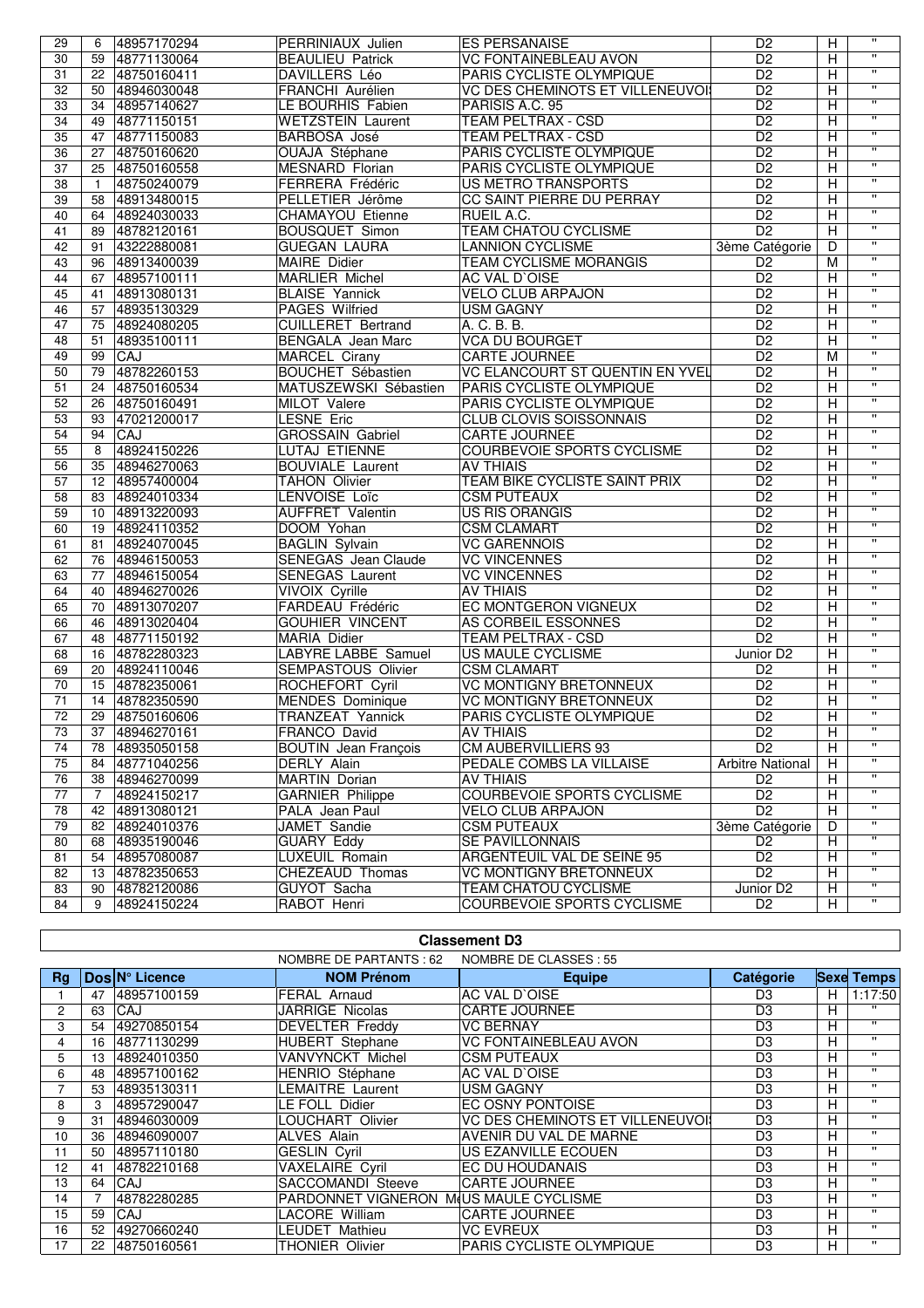| 29 | 6 | 48957170294 | PERRINIAUX Julien | ES PERSANAISE | D2 | H | " |
|---|---|---|---|---|---|---|---|
| 30 | 59 | 48771130064 | BEAULIEU Patrick | VC FONTAINEBLEAU AVON | D2 | H | " |
| 31 | 22 | 48750160411 | DAVILLERS Léo | PARIS CYCLISTE OLYMPIQUE | D2 | H | " |
| 32 | 50 | 48946030048 | FRANCHI Aurélien | VC DES CHEMINOTS ET VILLENEUVOI | D2 | H | " |
| 33 | 34 | 48957140627 | LE BOURHIS Fabien | PARISIS A.C. 95 | D2 | H | " |
| 34 | 49 | 48771150151 | WETZSTEIN Laurent | TEAM PELTRAX - CSD | D2 | H | " |
| 35 | 47 | 48771150083 | BARBOSA José | TEAM PELTRAX - CSD | D2 | H | " |
| 36 | 27 | 48750160620 | OUAJA Stéphane | PARIS CYCLISTE OLYMPIQUE | D2 | H | " |
| 37 | 25 | 48750160558 | MESNARD Florian | PARIS CYCLISTE OLYMPIQUE | D2 | H | " |
| 38 | 1 | 48750240079 | FERRERA Frédéric | US METRO TRANSPORTS | D2 | H | " |
| 39 | 58 | 48913480015 | PELLETIER Jérôme | CC SAINT PIERRE DU PERRAY | D2 | H | " |
| 40 | 64 | 48924030033 | CHAMAYOU Etienne | RUEIL A.C. | D2 | H | " |
| 41 | 89 | 48782120161 | BOUSQUET Simon | TEAM CHATOU CYCLISME | D2 | H | " |
| 42 | 91 | 43222880081 | GUEGAN LAURA | LANNION CYCLISME | 3ème Catégorie | D | " |
| 43 | 96 | 48913400039 | MAIRE Didier | TEAM CYCLISME MORANGIS | D2 | M | " |
| 44 | 67 | 48957100111 | MARLIER Michel | AC VAL D`OISE | D2 | H | " |
| 45 | 41 | 48913080131 | BLAISE Yannick | VELO CLUB ARPAJON | D2 | H | " |
| 46 | 57 | 48935130329 | PAGES Wilfried | USM GAGNY | D2 | H | " |
| 47 | 75 | 48924080205 | CUILLERET Bertrand | A. C. B. B. | D2 | H | " |
| 48 | 51 | 48935100111 | BENGALA Jean Marc | VCA DU BOURGET | D2 | H | " |
| 49 | 99 | CAJ | MARCEL Cirany | CARTE JOURNEE | D2 | M | " |
| 50 | 79 | 48782260153 | BOUCHET Sébastien | VC ELANCOURT ST QUENTIN EN YVEL | D2 | H | " |
| 51 | 24 | 48750160534 | MATUSZEWSKI Sébastien | PARIS CYCLISTE OLYMPIQUE | D2 | H | " |
| 52 | 26 | 48750160491 | MILOT Valere | PARIS CYCLISTE OLYMPIQUE | D2 | H | " |
| 53 | 93 | 47021200017 | LESNE Eric | CLUB CLOVIS SOISSONNAIS | D2 | H | " |
| 54 | 94 | CAJ | GROSSAIN Gabriel | CARTE JOURNEE | D2 | H | " |
| 55 | 8 | 48924150226 | LUTAJ ETIENNE | COURBEVOIE SPORTS CYCLISME | D2 | H | " |
| 56 | 35 | 48946270063 | BOUVIALE Laurent | AV THIAIS | D2 | H | " |
| 57 | 12 | 48957400004 | TAHON Olivier | TEAM BIKE CYCLISTE SAINT PRIX | D2 | H | " |
| 58 | 83 | 48924010334 | LENVOISE Loïc | CSM PUTEAUX | D2 | H | " |
| 59 | 10 | 48913220093 | AUFFRET Valentin | US RIS ORANGIS | D2 | H | " |
| 60 | 19 | 48924110352 | DOOM Yohan | CSM CLAMART | D2 | H | " |
| 61 | 81 | 48924070045 | BAGLIN Sylvain | VC GARENNOIS | D2 | H | " |
| 62 | 76 | 48946150053 | SENEGAS Jean Claude | VC VINCENNES | D2 | H | " |
| 63 | 77 | 48946150054 | SENEGAS Laurent | VC VINCENNES | D2 | H | " |
| 64 | 40 | 48946270026 | VIVOIX Cyrille | AV THIAIS | D2 | H | " |
| 65 | 70 | 48913070207 | FARDEAU Frédéric | EC MONTGERON VIGNEUX | D2 | H | " |
| 66 | 46 | 48913020404 | GOUHIER VINCENT | AS CORBEIL ESSONNES | D2 | H | " |
| 67 | 48 | 48771150192 | MARIA Didier | TEAM PELTRAX - CSD | D2 | H | " |
| 68 | 16 | 48782280323 | LABYRE LABBE Samuel | US MAULE CYCLISME | Junior D2 | H | " |
| 69 | 20 | 48924110046 | SEMPASTOUS Olivier | CSM CLAMART | D2 | H | " |
| 70 | 15 | 48782350061 | ROCHEFORT Cyril | VC MONTIGNY BRETONNEUX | D2 | H | " |
| 71 | 14 | 48782350590 | MENDES Dominique | VC MONTIGNY BRETONNEUX | D2 | H | " |
| 72 | 29 | 48750160606 | TRANZEAT Yannick | PARIS CYCLISTE OLYMPIQUE | D2 | H | " |
| 73 | 37 | 48946270161 | FRANCO David | AV THIAIS | D2 | H | " |
| 74 | 78 | 48935050158 | BOUTIN Jean François | CM AUBERVILLIERS 93 | D2 | H | " |
| 75 | 84 | 48771040256 | DERLY Alain | PEDALE COMBS LA VILLAISE | Arbitre National | H | " |
| 76 | 38 | 48946270099 | MARTIN Dorian | AV THIAIS | D2 | H | " |
| 77 | 7 | 48924150217 | GARNIER Philippe | COURBEVOIE SPORTS CYCLISME | D2 | H | " |
| 78 | 42 | 48913080121 | PALA Jean Paul | VELO CLUB ARPAJON | D2 | H | " |
| 79 | 82 | 48924010376 | JAMET Sandie | CSM PUTEAUX | 3ème Catégorie | D | " |
| 80 | 68 | 48935190046 | GUARY Eddy | SE PAVILLONNAIS | D2 | H | " |
| 81 | 54 | 48957080087 | LUXEUIL Romain | ARGENTEUIL VAL DE SEINE 95 | D2 | H | " |
| 82 | 13 | 48782350653 | CHEZEAUD Thomas | VC MONTIGNY BRETONNEUX | D2 | H | " |
| 83 | 90 | 48782120086 | GUYOT Sacha | TEAM CHATOU CYCLISME | Junior D2 | H | " |
| 84 | 9 | 48924150224 | RABOT Henri | COURBEVOIE SPORTS CYCLISME | D2 | H | " |

## Classement D3

NOMBRE DE PARTANTS : 62 NOMBRE DE CLASSES : 55

| Rg | Dos | N° Licence | NOM Prénom | Equipe | Catégorie | Sexe | Temps |
|---|---|---|---|---|---|---|---|
| 1 | 47 | 48957100159 | FERAL Arnaud | AC VAL D`OISE | D3 | H | 1:17:50 |
| 2 | 63 | CAJ | JARRIGE Nicolas | CARTE JOURNEE | D3 | H | " |
| 3 | 54 | 49270850154 | DEVELTER Freddy | VC BERNAY | D3 | H | " |
| 4 | 16 | 48771130299 | HUBERT Stephane | VC FONTAINEBLEAU AVON | D3 | H | " |
| 5 | 13 | 48924010350 | VANVYNCKT Michel | CSM PUTEAUX | D3 | H | " |
| 6 | 48 | 48957100162 | HENRIO Stéphane | AC VAL D`OISE | D3 | H | " |
| 7 | 53 | 48935130311 | LEMAITRE Laurent | USM GAGNY | D3 | H | " |
| 8 | 3 | 48957290047 | LE FOLL Didier | EC OSNY PONTOISE | D3 | H | " |
| 9 | 31 | 48946030009 | LOUCHART Olivier | VC DES CHEMINOTS ET VILLENEUVOI | D3 | H | " |
| 10 | 36 | 48946090007 | ALVES Alain | AVENIR DU VAL DE MARNE | D3 | H | " |
| 11 | 50 | 48957110180 | GESLIN Cyril | US EZANVILLE ECOUEN | D3 | H | " |
| 12 | 41 | 48782210168 | VAXELAIRE Cyril | EC DU HOUDANAIS | D3 | H | " |
| 13 | 64 | CAJ | SACCOMANDI Steeve | CARTE JOURNEE | D3 | H | " |
| 14 | 7 | 48782280285 | PARDONNET VIGNERON M | US MAULE CYCLISME | D3 | H | " |
| 15 | 59 | CAJ | LACORE William | CARTE JOURNEE | D3 | H | " |
| 16 | 52 | 49270660240 | LEUDET Mathieu | VC EVREUX | D3 | H | " |
| 17 | 22 | 48750160561 | THONIER Olivier | PARIS CYCLISTE OLYMPIQUE | D3 | H | " |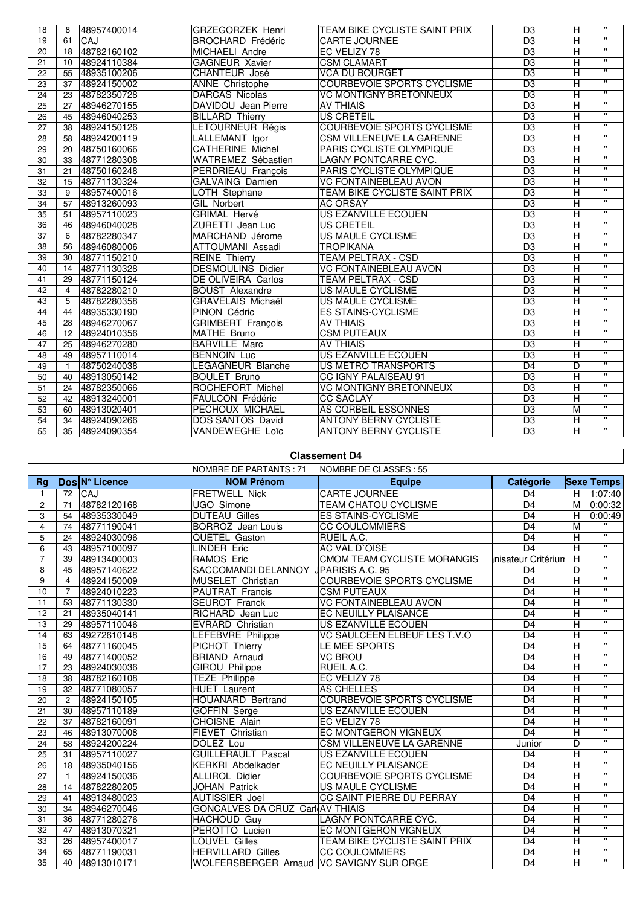| 18 | 8 | 48957400014 | GRZEGORZEK Henri | TEAM BIKE CYCLISTE SAINT PRIX | D3 | H | " |
|---|---|---|---|---|---|---|---|
| 19 | 61 | CAJ | BROCHARD Frédéric | CARTE JOURNEE | D3 | H | " |
| 20 | 18 | 48782160102 | MICHAELI Andre | EC VELIZY 78 | D3 | H | " |
| 21 | 10 | 48924110384 | GAGNEUR Xavier | CSM CLAMART | D3 | H | " |
| 22 | 55 | 48935100206 | CHANTEUR José | VCA DU BOURGET | D3 | H | " |
| 23 | 37 | 48924150002 | ANNE Christophe | COURBEVOIE SPORTS CYCLISME | D3 | H | " |
| 24 | 23 | 48782350728 | DARCAS Nicolas | VC MONTIGNY BRETONNEUX | D3 | H | " |
| 25 | 27 | 48946270155 | DAVIDOU Jean Pierre | AV THIAIS | D3 | H | " |
| 26 | 45 | 48946040253 | BILLARD Thierry | US CRETEIL | D3 | H | " |
| 27 | 38 | 48924150126 | LETOURNEUR Régis | COURBEVOIE SPORTS CYCLISME | D3 | H | " |
| 28 | 58 | 48924200119 | LALLEMANT Igor | CSM VILLENEUVE LA GARENNE | D3 | H | " |
| 29 | 20 | 48750160066 | CATHERINE Michel | PARIS CYCLISTE OLYMPIQUE | D3 | H | " |
| 30 | 33 | 48771280308 | WATREMEZ Sébastien | LAGNY PONTCARRE CYC. | D3 | H | " |
| 31 | 21 | 48750160248 | PERDRIEAU François | PARIS CYCLISTE OLYMPIQUE | D3 | H | " |
| 32 | 15 | 48771130324 | GALVAING Damien | VC FONTAINEBLEAU AVON | D3 | H | " |
| 33 | 9 | 48957400016 | LOTH Stephane | TEAM BIKE CYCLISTE SAINT PRIX | D3 | H | " |
| 34 | 57 | 48913260093 | GIL Norbert | AC ORSAY | D3 | H | " |
| 35 | 51 | 48957110023 | GRIMAL Hervé | US EZANVILLE ECOUEN | D3 | H | " |
| 36 | 46 | 48946040028 | ZURETTI Jean Luc | US CRETEIL | D3 | H | " |
| 37 | 6 | 48782280347 | MARCHAND Jérome | US MAULE CYCLISME | D3 | H | " |
| 38 | 56 | 48946080006 | ATTOUMANI Assadi | TROPIKANA | D3 | H | " |
| 39 | 30 | 48771150210 | REINE Thierry | TEAM PELTRAX - CSD | D3 | H | " |
| 40 | 14 | 48771130328 | DESMOULINS Didier | VC FONTAINEBLEAU AVON | D3 | H | " |
| 41 | 29 | 48771150124 | DE OLIVEIRA Carlos | TEAM PELTRAX - CSD | D3 | H | " |
| 42 | 4 | 48782280210 | BOUST Alexandre | US MAULE CYCLISME | D3 | H | " |
| 43 | 5 | 48782280358 | GRAVELAIS Michaël | US MAULE CYCLISME | D3 | H | " |
| 44 | 44 | 48935330190 | PINON Cédric | ES STAINS-CYCLISME | D3 | H | " |
| 45 | 28 | 48946270067 | GRIMBERT François | AV THIAIS | D3 | H | " |
| 46 | 12 | 48924010356 | MATHE Bruno | CSM PUTEAUX | D3 | H | " |
| 47 | 25 | 48946270280 | BARVILLE Marc | AV THIAIS | D3 | H | " |
| 48 | 49 | 48957110014 | BENNOIN Luc | US EZANVILLE ECOUEN | D3 | H | " |
| 49 | 1 | 48750240038 | LEGAGNEUR Blanche | US METRO TRANSPORTS | D4 | D | " |
| 50 | 40 | 48913050142 | BOULET Bruno | CC IGNY PALAISEAU 91 | D3 | H | " |
| 51 | 24 | 48782350066 | ROCHEFORT Michel | VC MONTIGNY BRETONNEUX | D3 | H | " |
| 52 | 42 | 48913240001 | FAULCON Frédéric | CC SACLAY | D3 | H | " |
| 53 | 60 | 48913020401 | PECHOUX MICHAEL | AS CORBEIL ESSONNES | D3 | M | " |
| 54 | 34 | 48924090266 | DOS SANTOS David | ANTONY BERNY CYCLISTE | D3 | H | " |
| 55 | 35 | 48924090354 | VANDEWEGHE Loïc | ANTONY BERNY CYCLISTE | D3 | H | " |

## Classement D4

NOMBRE DE PARTANTS : 71 NOMBRE DE CLASSES : 55

| Rg | Dos | N° Licence | NOM Prénom | Equipe | Catégorie | Sexe | Temps |
|---|---|---|---|---|---|---|---|
| 1 | 72 | CAJ | FRETWELL Nick | CARTE JOURNEE | D4 | H | 1:07:40 |
| 2 | 71 | 48782120168 | UGO Simone | TEAM CHATOU CYCLISME | D4 | M | 0:00:32 |
| 3 | 54 | 48935330049 | DUTEAU Gilles | ES STAINS-CYCLISME | D4 | H | 0:00:49 |
| 4 | 74 | 48771190041 | BORROZ Jean Louis | CC COULOMMIERS | D4 | M | " |
| 5 | 24 | 48924030096 | QUETEL Gaston | RUEIL A.C. | D4 | H | " |
| 6 | 43 | 48957100097 | LINDER Eric | AC VAL D`OISE | D4 | H | " |
| 7 | 39 | 48913400003 | RAMOS Eric | CMOM TEAM CYCLISTE MORANGIS | ınisateur Critériur | H | " |
| 8 | 45 | 48957140622 | SACCOMANDI DELANNOY J | PARISIS A.C. 95 | D4 | D | " |
| 9 | 4 | 48924150009 | MUSELET Christian | COURBEVOIE SPORTS CYCLISME | D4 | H | " |
| 10 | 7 | 48924010223 | PAUTRAT Francis | CSM PUTEAUX | D4 | H | " |
| 11 | 53 | 48771130330 | SEUROT Franck | VC FONTAINEBLEAU AVON | D4 | H | " |
| 12 | 21 | 48935040141 | RICHARD Jean Luc | EC NEUILLY PLAISANCE | D4 | H | " |
| 13 | 29 | 48957110046 | EVRARD Christian | US EZANVILLE ECOUEN | D4 | H | " |
| 14 | 63 | 49272610148 | LEFEBVRE Philippe | VC SAULCEEN ELBEUF LES T.V.O | D4 | H | " |
| 15 | 64 | 48771160045 | PICHOT Thierry | LE MEE SPORTS | D4 | H | " |
| 16 | 49 | 48771400052 | BRIAND Arnaud | VC BROU | D4 | H | " |
| 17 | 23 | 48924030036 | GIROU Philippe | RUEIL A.C. | D4 | H | " |
| 18 | 38 | 48782160108 | TEZE Philippe | EC VELIZY 78 | D4 | H | " |
| 19 | 32 | 48771080057 | HUET Laurent | AS CHELLES | D4 | H | " |
| 20 | 2 | 48924150105 | HOUANARD Bertrand | COURBEVOIE SPORTS CYCLISME | D4 | H | " |
| 21 | 30 | 48957110189 | GOFFIN Serge | US EZANVILLE ECOUEN | D4 | H | " |
| 22 | 37 | 48782160091 | CHOISNE Alain | EC VELIZY 78 | D4 | H | " |
| 23 | 46 | 48913070008 | FIEVET Christian | EC MONTGERON VIGNEUX | D4 | H | " |
| 24 | 58 | 48924200224 | DOLEZ Lou | CSM VILLENEUVE LA GARENNE | Junior | D | " |
| 25 | 31 | 48957110027 | GUILLERAULT Pascal | US EZANVILLE ECOUEN | D4 | H | " |
| 26 | 18 | 48935040156 | KERKRI Abdelkader | EC NEUILLY PLAISANCE | D4 | H | " |
| 27 | 1 | 48924150036 | ALLIROL Didier | COURBEVOIE SPORTS CYCLISME | D4 | H | " |
| 28 | 14 | 48782280205 | JOHAN Patrick | US MAULE CYCLISME | D4 | H | " |
| 29 | 41 | 48913480023 | AUTISSIER Joel | CC SAINT PIERRE DU PERRAY | D4 | H | " |
| 30 | 34 | 48946270046 | GONCALVES DA CRUZ Carl | AV THIAIS | D4 | H | " |
| 31 | 36 | 48771280276 | HACHOUD Guy | LAGNY PONTCARRE CYC. | D4 | H | " |
| 32 | 47 | 48913070321 | PEROTTO Lucien | EC MONTGERON VIGNEUX | D4 | H | " |
| 33 | 26 | 48957400017 | LOUVEL Gilles | TEAM BIKE CYCLISTE SAINT PRIX | D4 | H | " |
| 34 | 65 | 48771190031 | HERVILLARD Gilles | CC COULOMMIERS | D4 | H | " |
| 35 | 40 | 48913010171 | WOLFERSBERGER Arnaud | VC SAVIGNY SUR ORGE | D4 | H | " |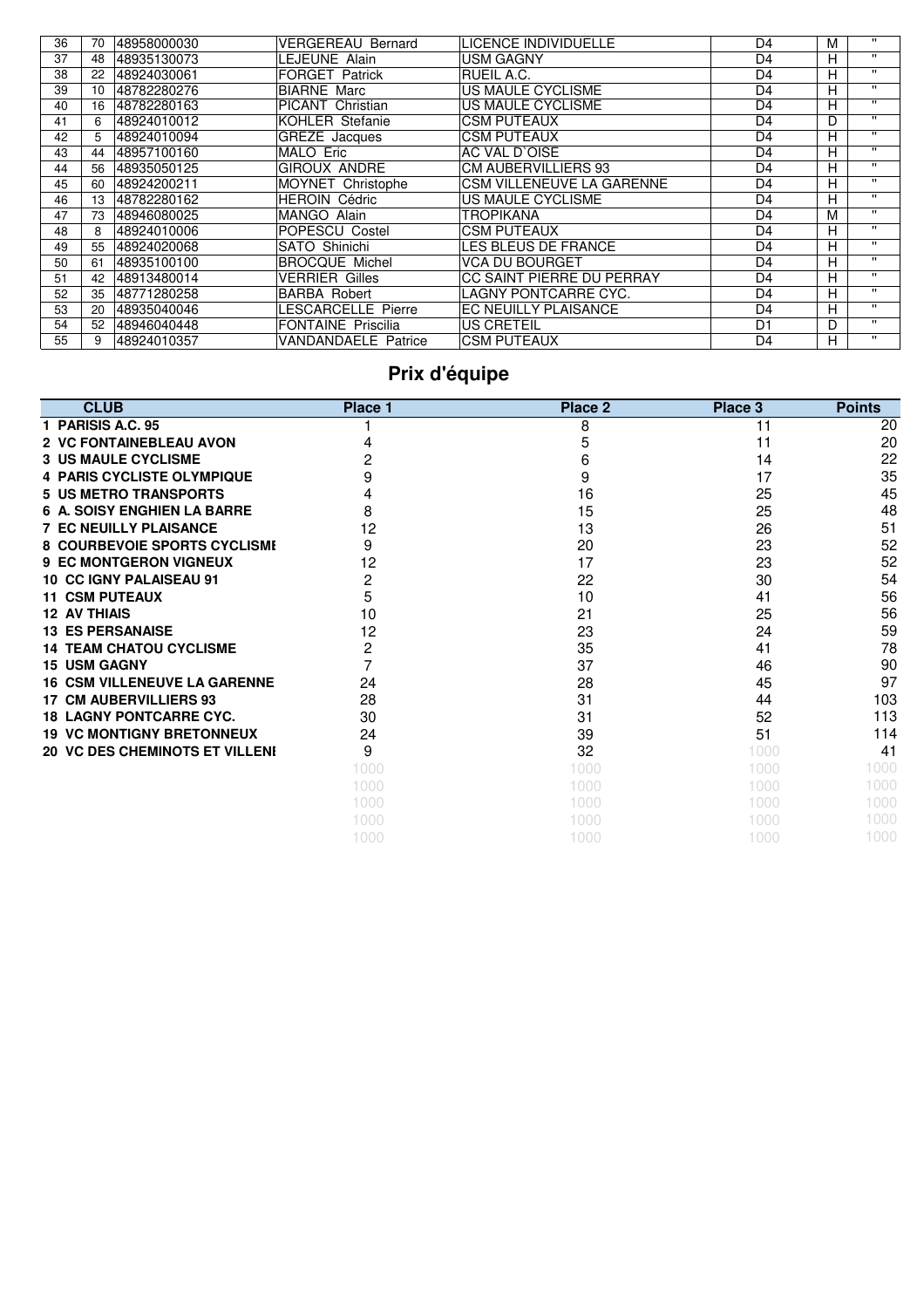| | | | | | | | |
|---|---|---|---|---|---|---|---|
| 36 | 70 | 48958000030 | VERGEREAU Bernard | LICENCE INDIVIDUELLE | D4 | M | " |
| 37 | 48 | 48935130073 | LEJEUNE Alain | USM GAGNY | D4 | H | " |
| 38 | 22 | 48924030061 | FORGET Patrick | RUEIL A.C. | D4 | H | " |
| 39 | 10 | 48782280276 | BIARNE Marc | US MAULE CYCLISME | D4 | H | " |
| 40 | 16 | 48782280163 | PICANT Christian | US MAULE CYCLISME | D4 | H | " |
| 41 | 6 | 48924010012 | KOHLER Stefanie | CSM PUTEAUX | D4 | D | " |
| 42 | 5 | 48924010094 | GREZE Jacques | CSM PUTEAUX | D4 | H | " |
| 43 | 44 | 48957100160 | MALO Eric | AC VAL D`OISE | D4 | H | " |
| 44 | 56 | 48935050125 | GIROUX ANDRE | CM AUBERVILLIERS 93 | D4 | H | " |
| 45 | 60 | 48924200211 | MOYNET Christophe | CSM VILLENEUVE LA GARENNE | D4 | H | " |
| 46 | 13 | 48782280162 | HEROIN Cédric | US MAULE CYCLISME | D4 | H | " |
| 47 | 73 | 48946080025 | MANGO Alain | TROPIKANA | D4 | M | " |
| 48 | 8 | 48924010006 | POPESCU Costel | CSM PUTEAUX | D4 | H | " |
| 49 | 55 | 48924020068 | SATO Shinichi | LES BLEUS DE FRANCE | D4 | H | " |
| 50 | 61 | 48935100100 | BROCQUE Michel | VCA DU BOURGET | D4 | H | " |
| 51 | 42 | 48913480014 | VERRIER Gilles | CC SAINT PIERRE DU PERRAY | D4 | H | " |
| 52 | 35 | 48771280258 | BARBA Robert | LAGNY PONTCARRE CYC. | D4 | H | " |
| 53 | 20 | 48935040046 | LESCARCELLE Pierre | EC NEUILLY PLAISANCE | D4 | H | " |
| 54 | 52 | 48946040448 | FONTAINE Priscilia | US CRETEIL | D1 | D | " |
| 55 | 9 | 48924010357 | VANDANDAELE Patrice | CSM PUTEAUX | D4 | H | " |

## Prix d'équipe

| CLUB | Place 1 | Place 2 | Place 3 | Points |
|---|---|---|---|---|
| **1 PARISIS A.C. 95** | 1 | 8 | 11 | 20 |
| **2 VC FONTAINEBLEAU AVON** | 4 | 5 | 11 | 20 |
| **3 US MAULE CYCLISME** | 2 | 6 | 14 | 22 |
| **4 PARIS CYCLISTE OLYMPIQUE** | 9 | 9 | 17 | 35 |
| **5 US METRO TRANSPORTS** | 4 | 16 | 25 | 45 |
| **6 A. SOISY ENGHIEN LA BARRE** | 8 | 15 | 25 | 48 |
| **7 EC NEUILLY PLAISANCE** | 12 | 13 | 26 | 51 |
| **8 COURBEVOIE SPORTS CYCLISMI** | 9 | 20 | 23 | 52 |
| **9 EC MONTGERON VIGNEUX** | 12 | 17 | 23 | 52 |
| **10 CC IGNY PALAISEAU 91** | 2 | 22 | 30 | 54 |
| **11 CSM PUTEAUX** | 5 | 10 | 41 | 56 |
| **12 AV THIAIS** | 10 | 21 | 25 | 56 |
| **13 ES PERSANAISE** | 12 | 23 | 24 | 59 |
| **14 TEAM CHATOU CYCLISME** | 2 | 35 | 41 | 78 |
| **15 USM GAGNY** | 7 | 37 | 46 | 90 |
| **16 CSM VILLENEUVE LA GARENNE** | 24 | 28 | 45 | 97 |
| **17 CM AUBERVILLIERS 93** | 28 | 31 | 44 | 103 |
| **18 LAGNY PONTCARRE CYC.** | 30 | 31 | 52 | 113 |
| **19 VC MONTIGNY BRETONNEUX** | 24 | 39 | 51 | 114 |
| **20 VC DES CHEMINOTS ET VILLENI** | 9 | 32 | 1000 | 41 |
| | 1000 | 1000 | 1000 | 1000 |
| | 1000 | 1000 | 1000 | 1000 |
| | 1000 | 1000 | 1000 | 1000 |
| | 1000 | 1000 | 1000 | 1000 |
| | 1000 | 1000 | 1000 | 1000 |